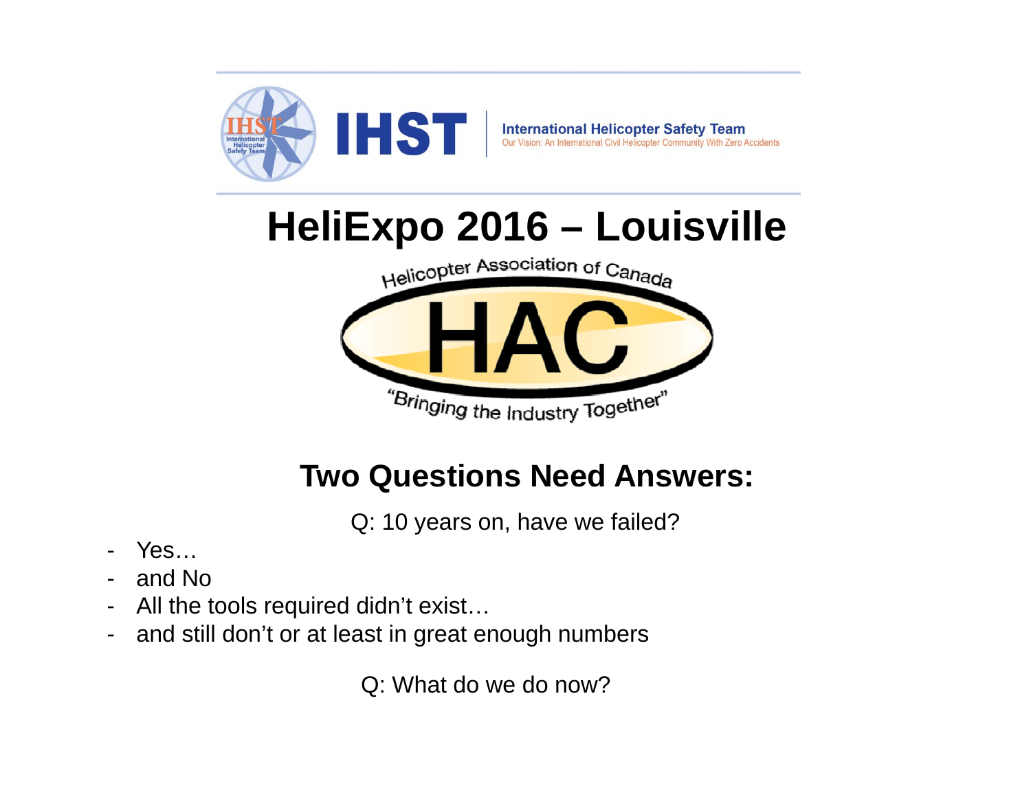IHST International Helicopter Safety Team

International Helicopter Safety Team
Our Vision: An International Civil Helicopter Community With Zero Accidents

# HeliExpo 2016 – Louisville

Helicopter Association of Canada

HAC

"Bringing the Industry Together"

## Two Questions Need Answers:

Q: 10 years on, have we failed?

- Yes…
- and No
- All the tools required didn't exist…
- and still don't or at least in great enough numbers

Q: What do we do now?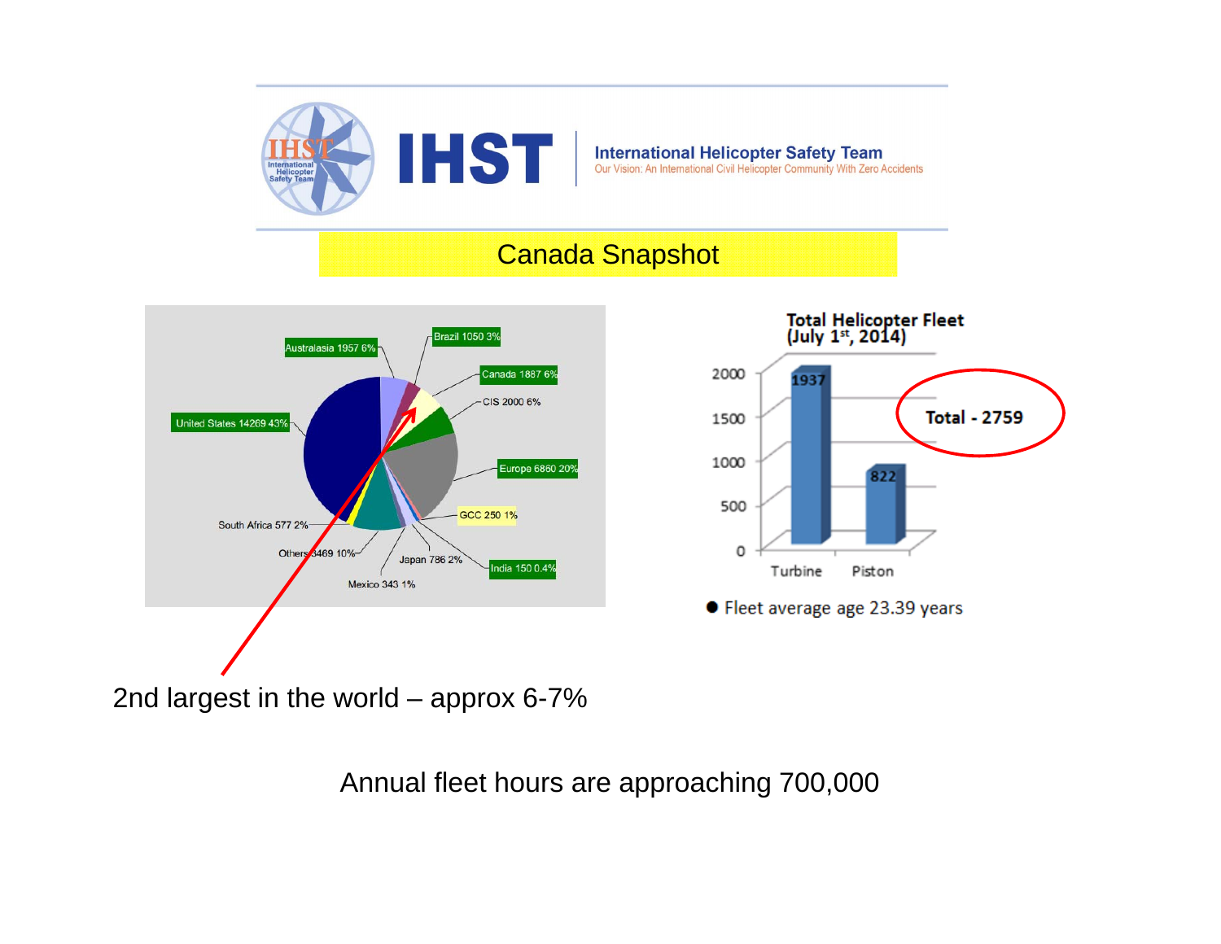IHST | International Helicopter Safety Team

Our Vision: An International Civil Helicopter Community With Zero Accidents

# Canada Snapshot

Australasia 1957 6%
Brazil 1050 3%
Canada 1887 6%
CIS 2000 6%
United States 14269 43%
Europe 6860 20%
GCC 250 1%
South Africa 577 2%
Others 3469 10%
Japan 786 2%
India 150 0.4%
Mexico 343 1%

**Total Helicopter Fleet (July 1st, 2014)**

| | Turbine | Piston |
|---|---|---|
| Fleet | 1937 | 822 |

**Total - 2759**

- Fleet average age 23.39 years

2nd largest in the world – approx 6-7%

Annual fleet hours are approaching 700,000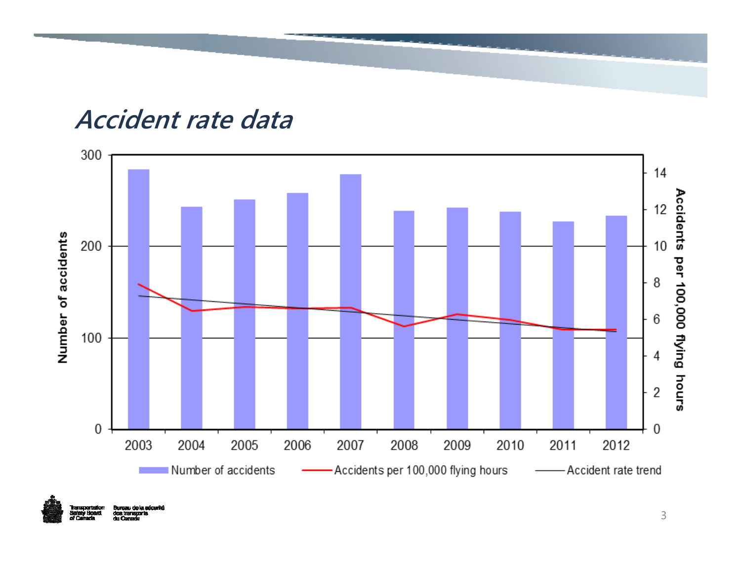# Accident rate data

Number of accidents

Accidents per 100,000 flying hours

2003 2004 2005 2006 2007 2008 2009 2010 2011 2012

Number of accidents — Accidents per 100,000 flying hours — Accident rate trend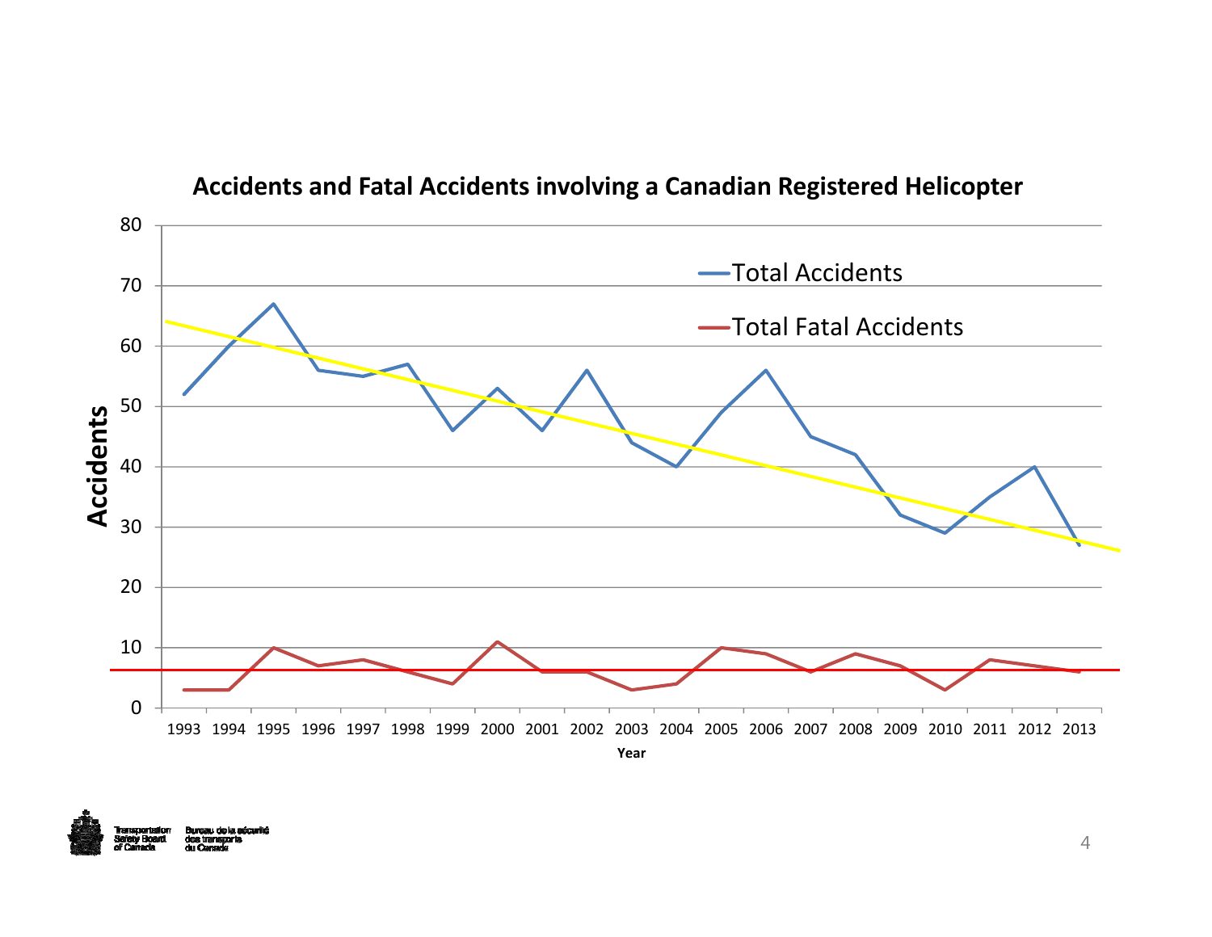## Accidents and Fatal Accidents involving a Canadian Registered Helicopter

| Year | Total Accidents | Total Fatal Accidents |
|---|---|---|
| 1993 | 52 | 3 |
| 1994 | 60 | 3 |
| 1995 | 67 | 10 |
| 1996 | 56 | 7 |
| 1997 | 55 | 8 |
| 1998 | 57 | 6 |
| 1999 | 46 | 4 |
| 2000 | 53 | 11 |
| 2001 | 46 | 6 |
| 2002 | 56 | 6 |
| 2003 | 44 | 3 |
| 2004 | 40 | 4 |
| 2005 | 49 | 10 |
| 2006 | 56 | 9 |
| 2007 | 45 | 6 |
| 2008 | 42 | 9 |
| 2009 | 32 | 7 |
| 2010 | 29 | 3 |
| 2011 | 35 | 8 |
| 2012 | 40 | 7 |
| 2013 | 27 | 6 |

Transportation Safety Board of Canada / Bureau de la sécurité des transports du Canada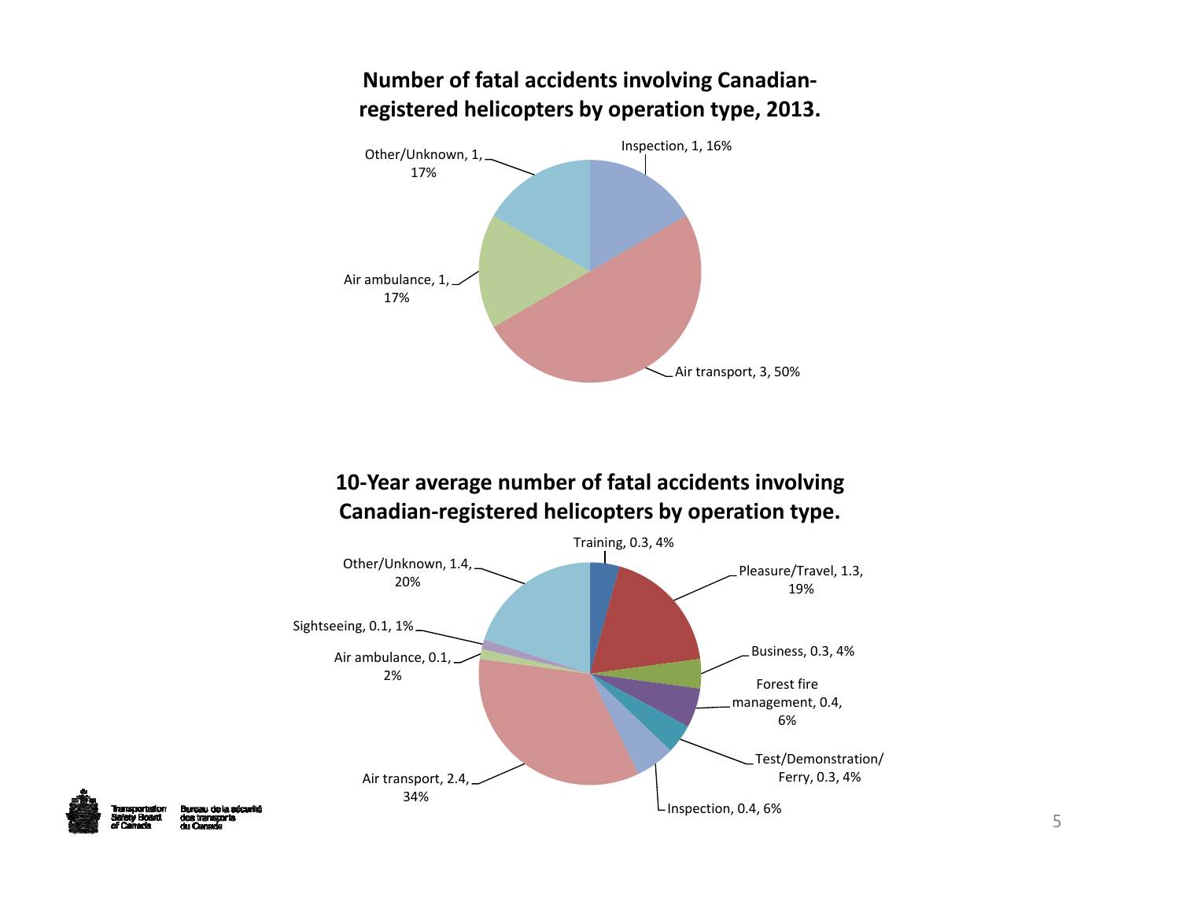## Number of fatal accidents involving Canadian-registered helicopters by operation type, 2013.

| Operation type | Number | Percentage |
|---|---|---|
| Inspection | 1 | 16% |
| Air transport | 3 | 50% |
| Air ambulance | 1 | 17% |
| Other/Unknown | 1 | 17% |

## 10-Year average number of fatal accidents involving Canadian-registered helicopters by operation type.

| Operation type | Number | Percentage |
|---|---|---|
| Training | 0.3 | 4% |
| Pleasure/Travel | 1.3 | 19% |
| Business | 0.3 | 4% |
| Forest fire management | 0.4 | 6% |
| Test/Demonstration/Ferry | 0.3 | 4% |
| Inspection | 0.4 | 6% |
| Air transport | 2.4 | 34% |
| Air ambulance | 0.1 | 2% |
| Sightseeing | 0.1 | 1% |
| Other/Unknown | 1.4 | 20% |

Transportation Safety Board of Canada / Bureau de la sécurité des transports du Canada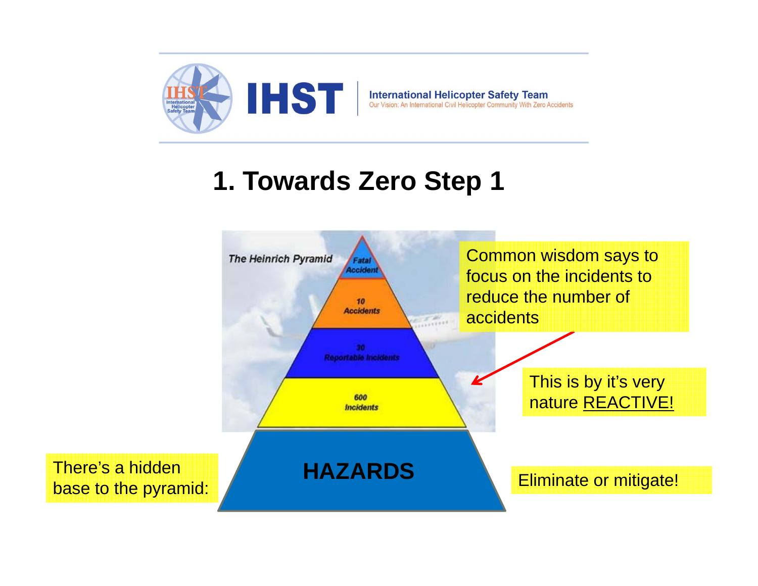# 1. Towards Zero Step 1

The Heinrich Pyramid

- Fatal Accident
- 10 Accidents
- 30 Reportable Incidents
- 600 Incidents

**HAZARDS**

Common wisdom says to focus on the incidents to reduce the number of accidents

This is by it's very nature REACTIVE!

There's a hidden base to the pyramid:

Eliminate or mitigate!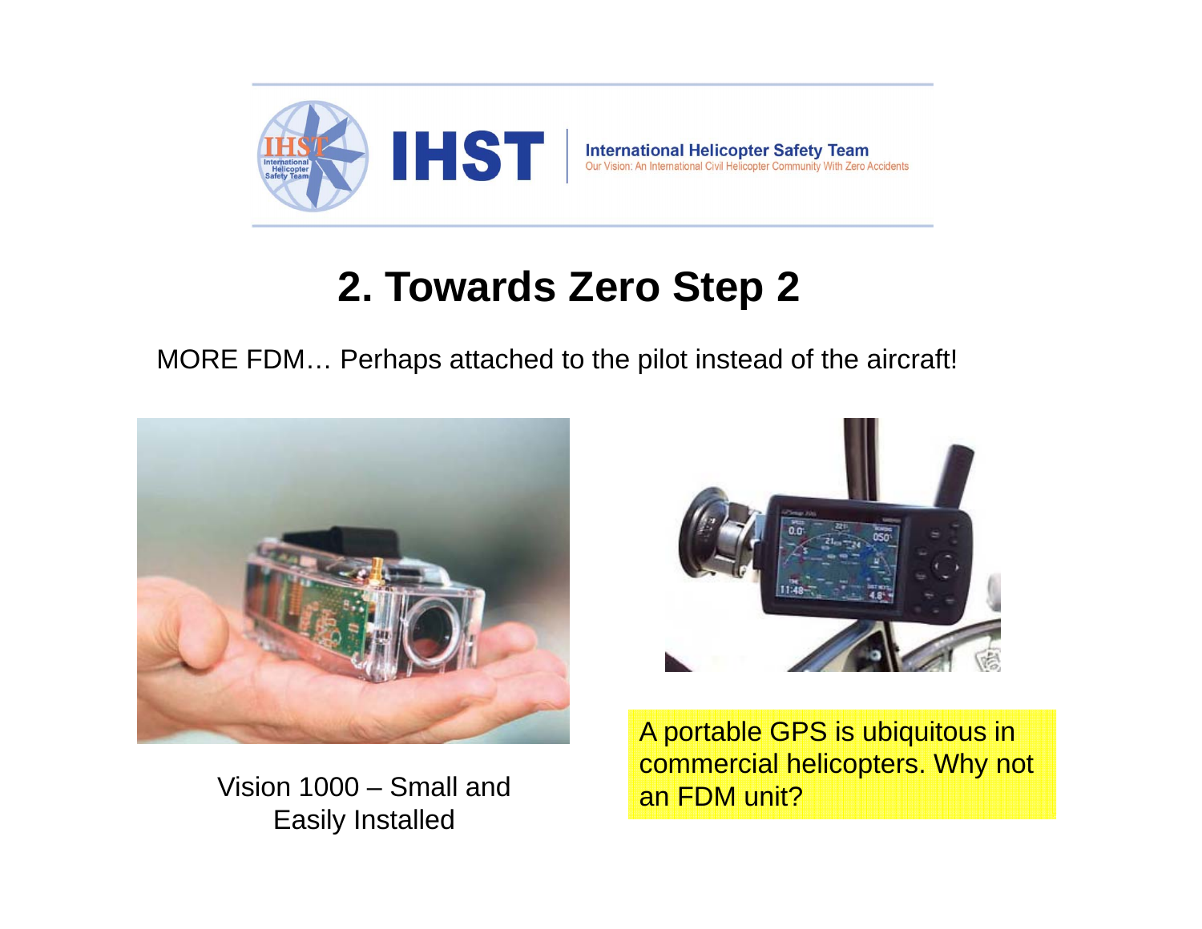# 2. Towards Zero Step 2

MORE FDM… Perhaps attached to the pilot instead of the aircraft!

Vision 1000 – Small and Easily Installed

A portable GPS is ubiquitous in commercial helicopters. Why not an FDM unit?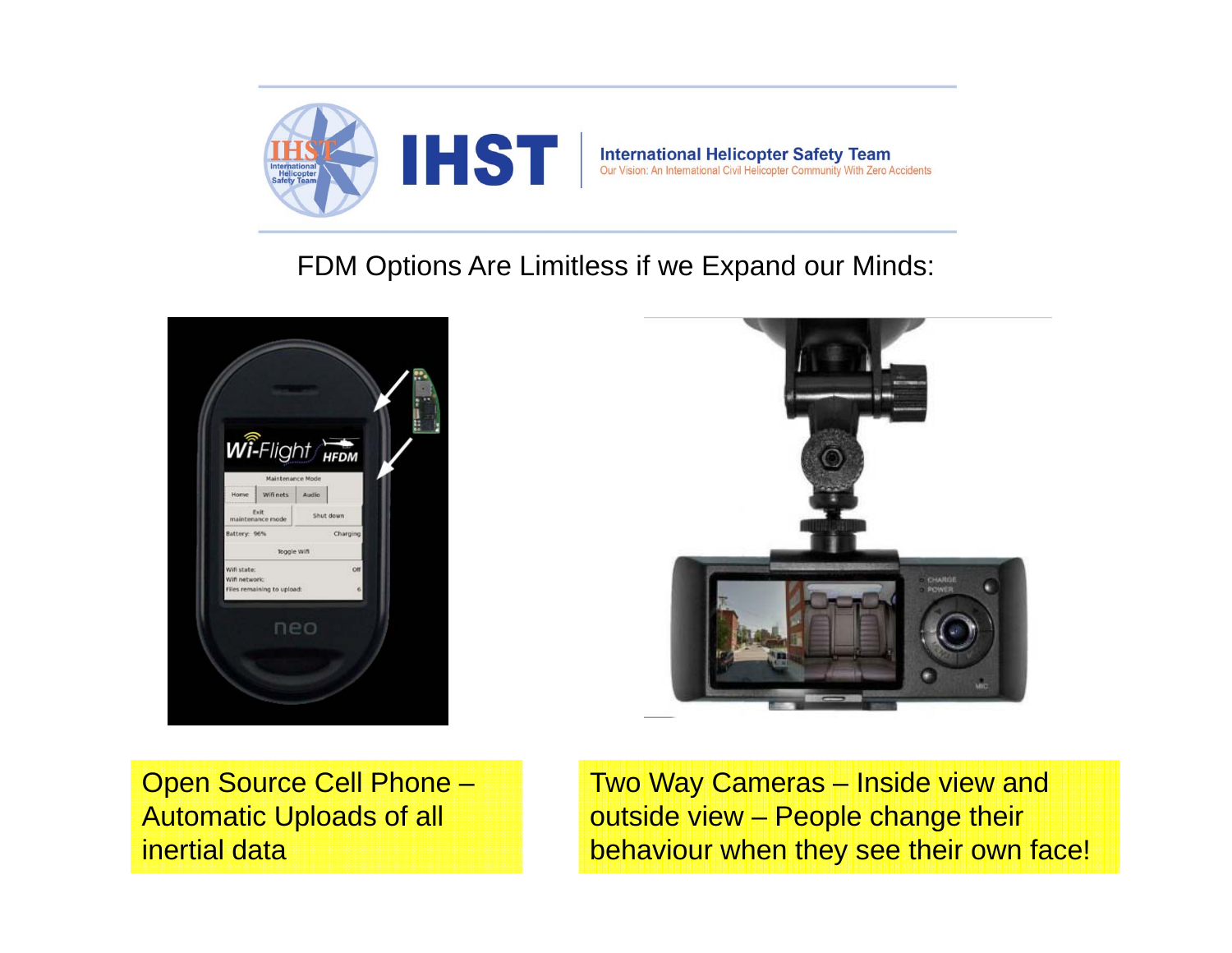FDM Options Are Limitless if we Expand our Minds:

Open Source Cell Phone – Automatic Uploads of all inertial data

Two Way Cameras – Inside view and outside view – People change their behaviour when they see their own face!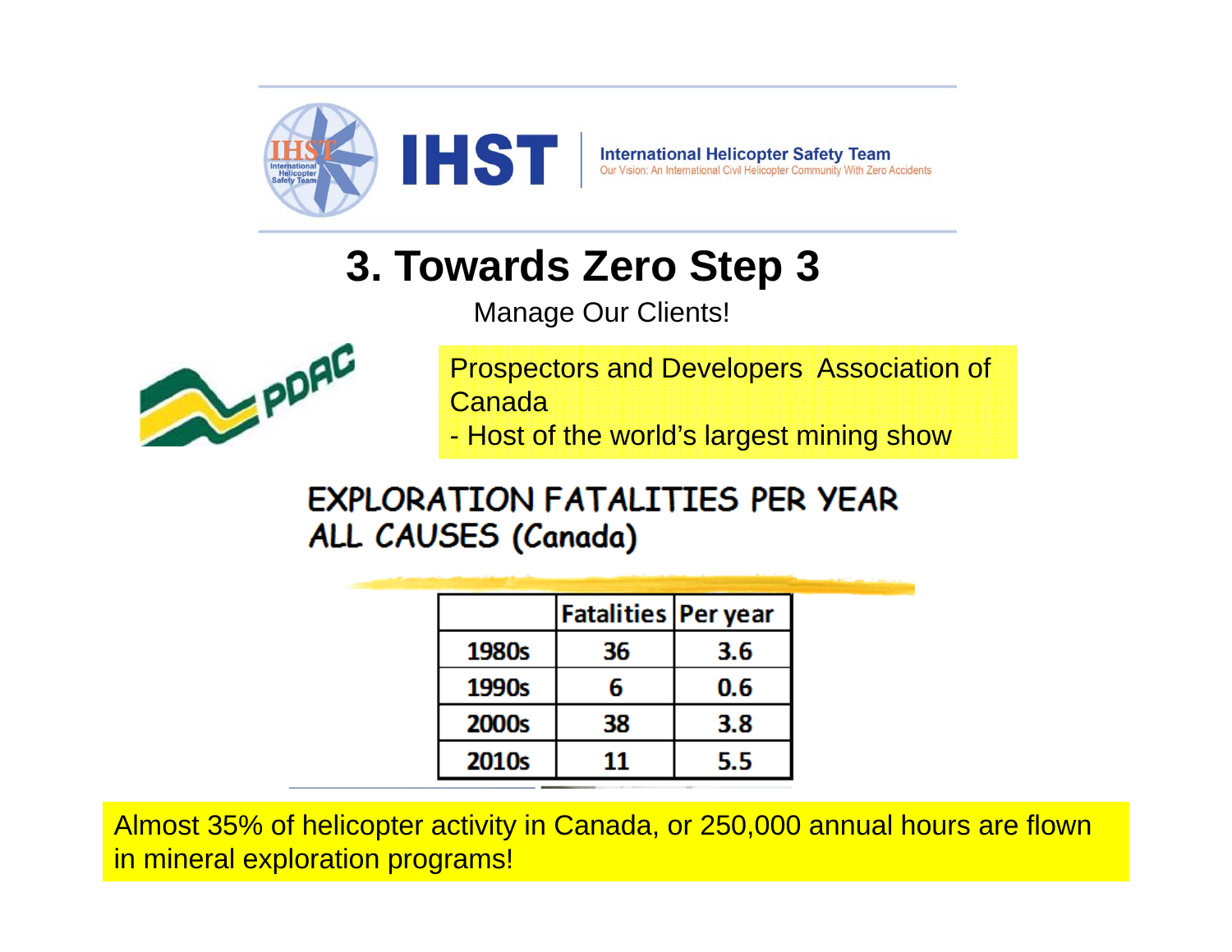International Helicopter Safety Team
Our Vision: An International Civil Helicopter Community With Zero Accidents

# 3. Towards Zero Step 3

Manage Our Clients!

Prospectors and Developers Association of Canada
- Host of the world's largest mining show

## EXPLORATION FATALITIES PER YEAR ALL CAUSES (Canada)

| | Fatalities | Per year |
|---|---|---|
| 1980s | 36 | 3.6 |
| 1990s | 6 | 0.6 |
| 2000s | 38 | 3.8 |
| 2010s | 11 | 5.5 |

Almost 35% of helicopter activity in Canada, or 250,000 annual hours are flown in mineral exploration programs!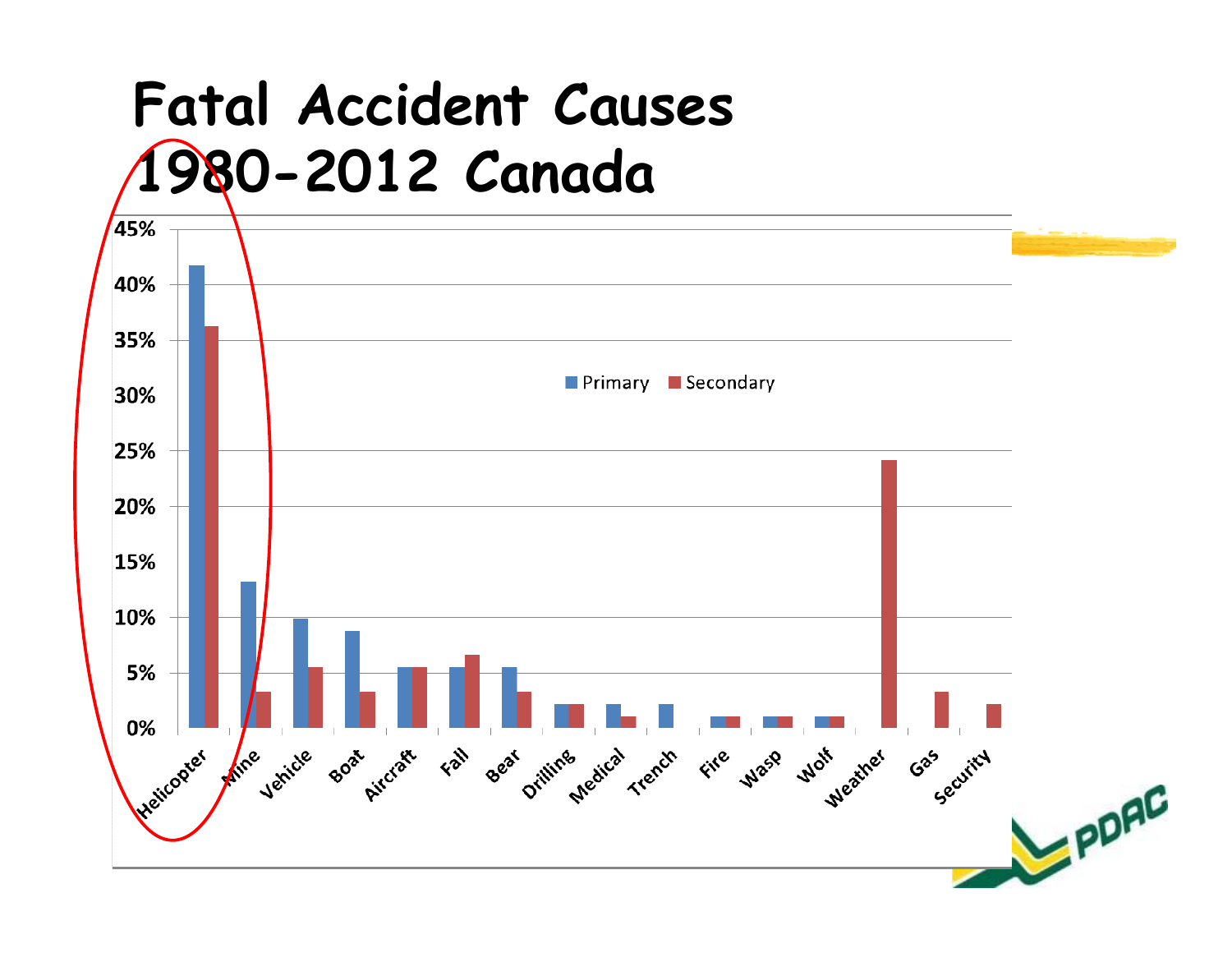# Fatal Accident Causes 1980-2012 Canada

| Cause | Primary | Secondary |
|---|---|---|
| Helicopter | ~42% | ~36% |
| Mine | ~13% | ~3% |
| Vehicle | ~10% | ~5.5% |
| Boat | ~9% | ~3% |
| Aircraft | ~5.5% | ~5.5% |
| Fall | ~5.5% | ~6.5% |
| Bear | ~5.5% | ~3% |
| Drilling | ~2% | ~2% |
| Medical | ~2% | ~1% |
| Trench | ~2% | |
| Fire | ~1% | ~1% |
| Wasp | ~1% | ~1% |
| Wolf | ~1% | ~1% |
| Weather | | ~24% |
| Gas | | ~3% |
| Security | | ~2% |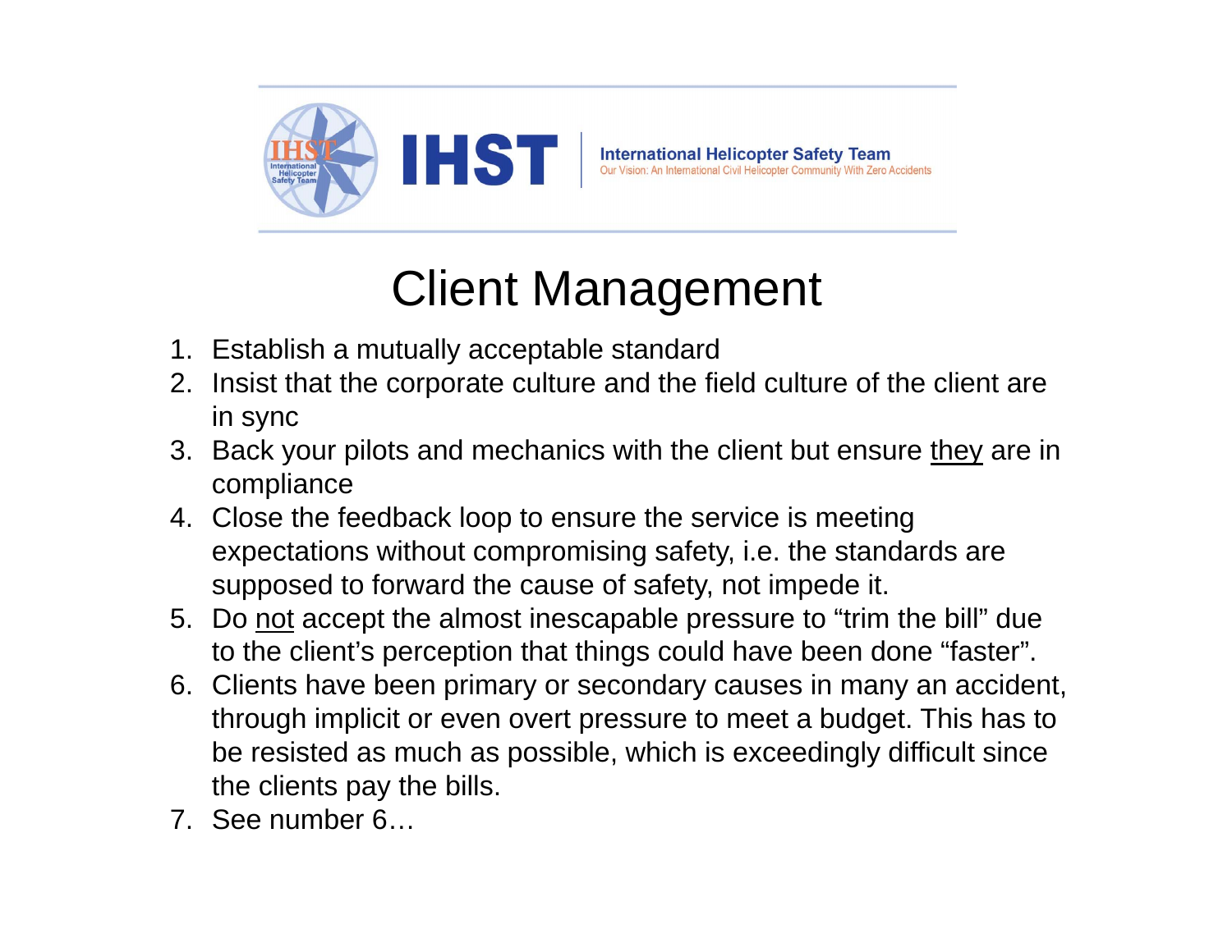# Client Management

1. Establish a mutually acceptable standard
2. Insist that the corporate culture and the field culture of the client are in sync
3. Back your pilots and mechanics with the client but ensure <u>they</u> are in compliance
4. Close the feedback loop to ensure the service is meeting expectations without compromising safety, i.e. the standards are supposed to forward the cause of safety, not impede it.
5. Do <u>not</u> accept the almost inescapable pressure to “trim the bill” due to the client’s perception that things could have been done “faster”.
6. Clients have been primary or secondary causes in many an accident, through implicit or even overt pressure to meet a budget. This has to be resisted as much as possible, which is exceedingly difficult since the clients pay the bills.
7. See number 6…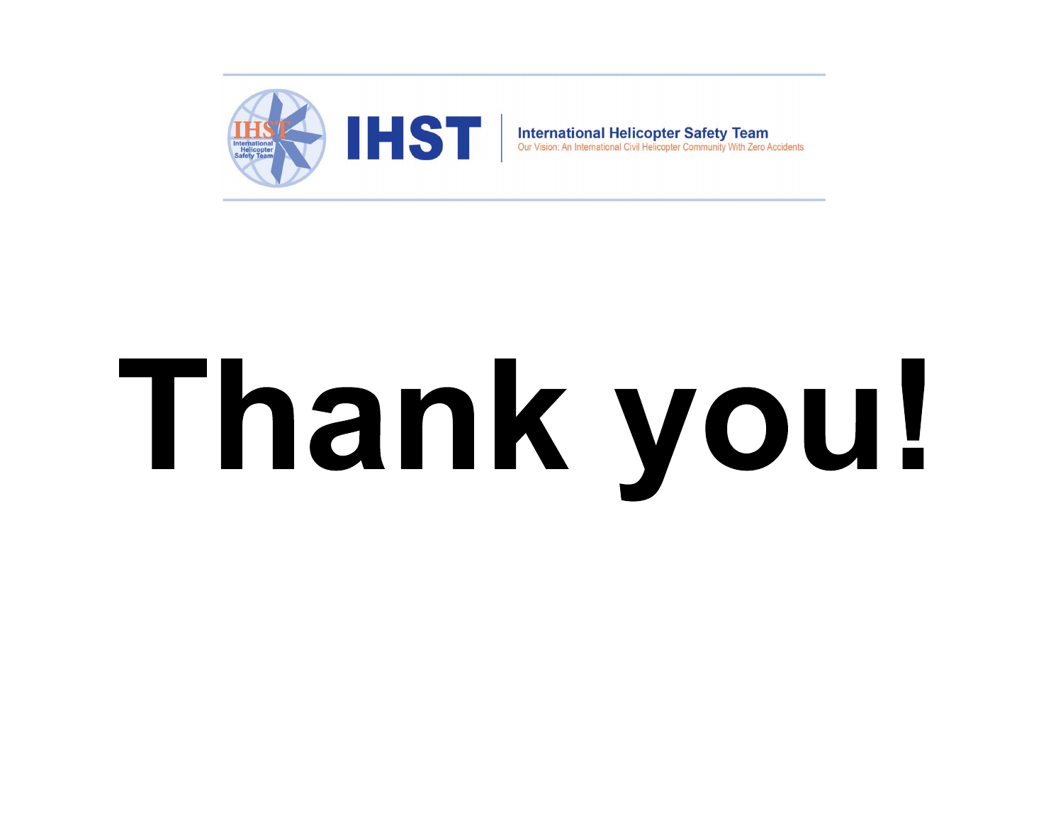IHST | International Helicopter Safety Team

Our Vision: An International Civil Helicopter Community With Zero Accidents

# Thank you!